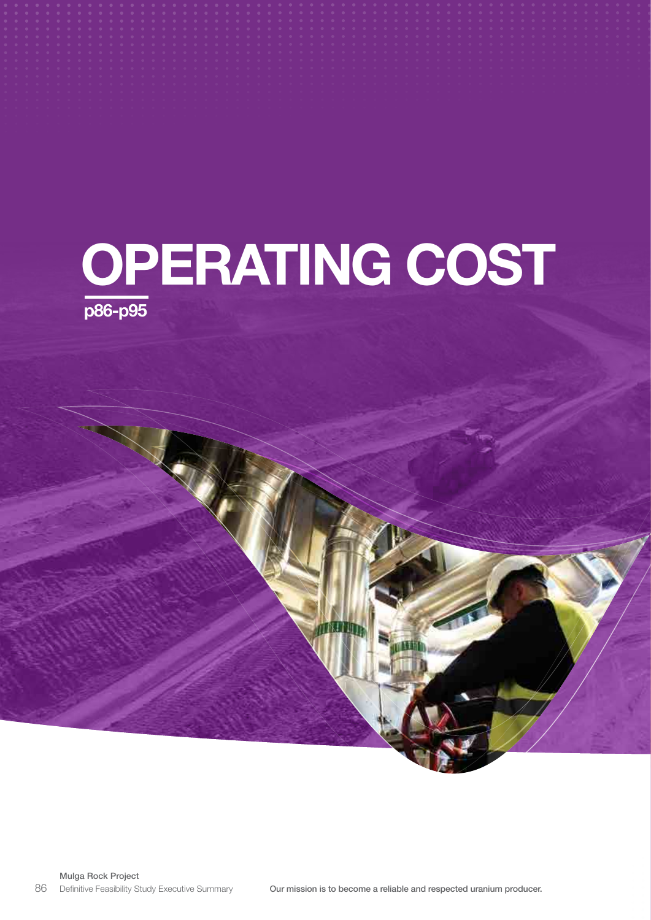# OPERATING COST

p86-p95

Our mission is to become a reliable and respected uranium producer.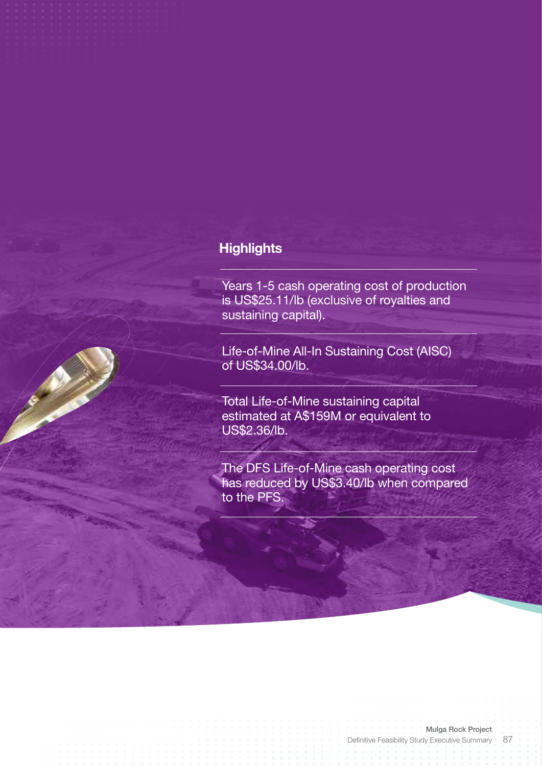## Highlights

Years 1-5 cash operating cost of production is US$25.11/lb (exclusive of royalties and sustaining capital).

Life-of-Mine All-In Sustaining Cost (AISC) of US$34.00/lb.

Total Life-of-Mine sustaining capital estimated at A$159M or equivalent to US$2.36/lb.

The DFS Life-of-Mine cash operating cost has reduced by US$3.40/lb when compared to the PFS.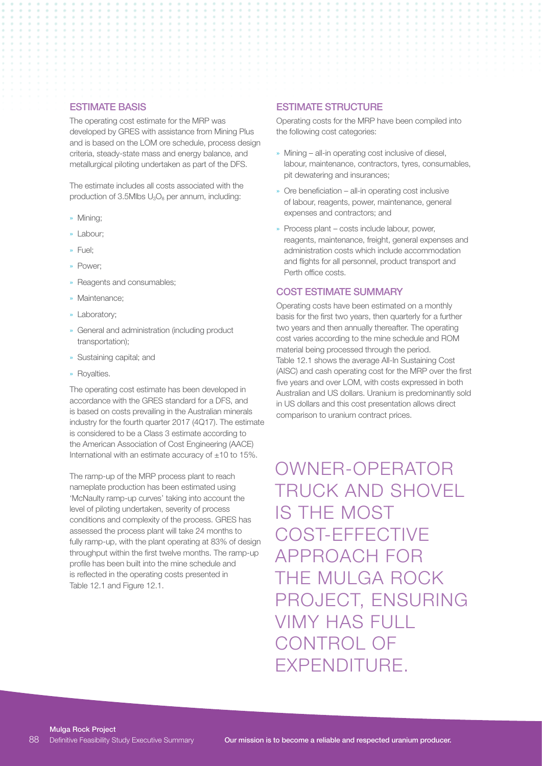## ESTIMATE BASIS

The operating cost estimate for the MRP was developed by GRES with assistance from Mining Plus and is based on the LOM ore schedule, process design criteria, steady-state mass and energy balance, and metallurgical piloting undertaken as part of the DFS.

The estimate includes all costs associated with the production of 3.5Mlbs $U_3O_8$ per annum, including:

- Mining;
- Labour;
- Fuel;
- Power;
- Reagents and consumables;
- Maintenance;
- Laboratory;
- General and administration (including product transportation);
- Sustaining capital; and
- Royalties.

The operating cost estimate has been developed in accordance with the GRES standard for a DFS, and is based on costs prevailing in the Australian minerals industry for the fourth quarter 2017 (4Q17). The estimate is considered to be a Class 3 estimate according to the American Association of Cost Engineering (AACE) International with an estimate accuracy of ±10 to 15%.

The ramp-up of the MRP process plant to reach nameplate production has been estimated using 'McNaulty ramp-up curves' taking into account the level of piloting undertaken, severity of process conditions and complexity of the process. GRES has assessed the process plant will take 24 months to fully ramp-up, with the plant operating at 83% of design throughput within the first twelve months. The ramp-up profile has been built into the mine schedule and is reflected in the operating costs presented in Table 12.1 and Figure 12.1.

## ESTIMATE STRUCTURE

Operating costs for the MRP have been compiled into the following cost categories:

- Mining – all-in operating cost inclusive of diesel, labour, maintenance, contractors, tyres, consumables, pit dewatering and insurances;
- Ore beneficiation – all-in operating cost inclusive of labour, reagents, power, maintenance, general expenses and contractors; and
- Process plant – costs include labour, power, reagents, maintenance, freight, general expenses and administration costs which include accommodation and flights for all personnel, product transport and Perth office costs.

## COST ESTIMATE SUMMARY

Operating costs have been estimated on a monthly basis for the first two years, then quarterly for a further two years and then annually thereafter. The operating cost varies according to the mine schedule and ROM material being processed through the period. Table 12.1 shows the average All-In Sustaining Cost (AISC) and cash operating cost for the MRP over the first five years and over LOM, with costs expressed in both Australian and US dollars. Uranium is predominantly sold in US dollars and this cost presentation allows direct comparison to uranium contract prices.

OWNER-OPERATOR TRUCK AND SHOVEL IS THE MOST COST-EFFECTIVE APPROACH FOR THE MULGA ROCK PROJECT, ENSURING VIMY HAS FULL CONTROL OF EXPENDITURE.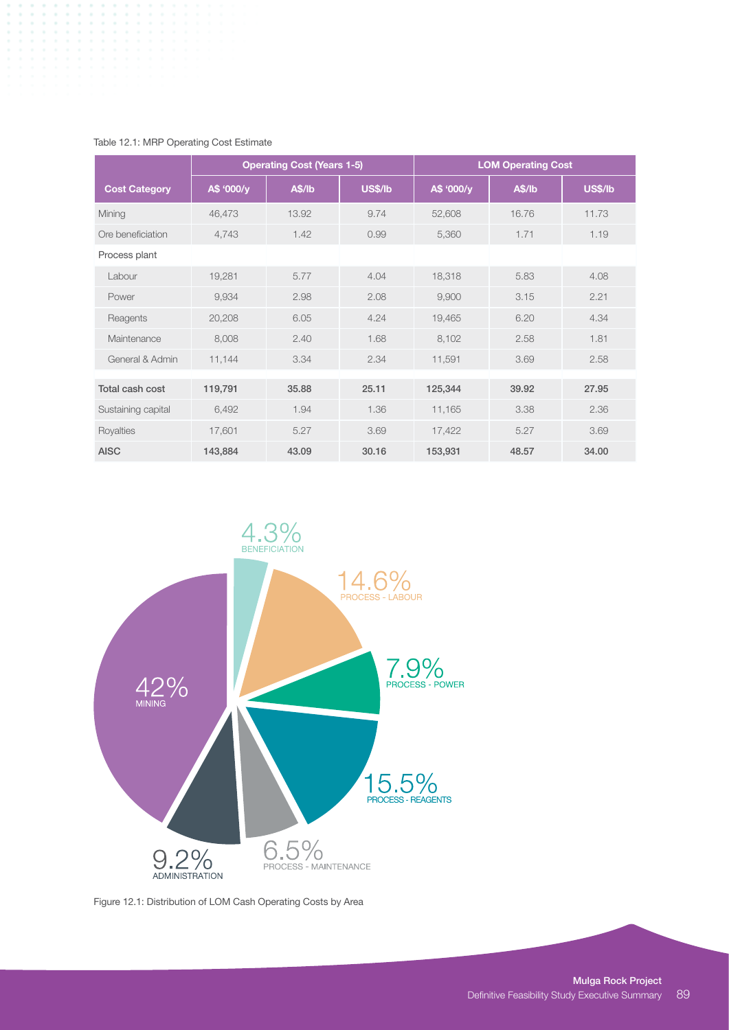Table 12.1: MRP Operating Cost Estimate

| Cost Category | Operating Cost (Years 1-5) | | | LOM Operating Cost | | |
|---|---|---|---|---|---|---|
| | A$ '000/y | A$/lb | US$/lb | A$ '000/y | A$/lb | US$/lb |
| Mining | 46,473 | 13.92 | 9.74 | 52,608 | 16.76 | 11.73 |
| Ore beneficiation | 4,743 | 1.42 | 0.99 | 5,360 | 1.71 | 1.19 |
| Process plant | | | | | | |
| Labour | 19,281 | 5.77 | 4.04 | 18,318 | 5.83 | 4.08 |
| Power | 9,934 | 2.98 | 2.08 | 9,900 | 3.15 | 2.21 |
| Reagents | 20,208 | 6.05 | 4.24 | 19,465 | 6.20 | 4.34 |
| Maintenance | 8,008 | 2.40 | 1.68 | 8,102 | 2.58 | 1.81 |
| General & Admin | 11,144 | 3.34 | 2.34 | 11,591 | 3.69 | 2.58 |
| **Total cash cost** | **119,791** | **35.88** | **25.11** | **125,344** | **39.92** | **27.95** |
| Sustaining capital | 6,492 | 1.94 | 1.36 | 11,165 | 3.38 | 2.36 |
| Royalties | 17,601 | 5.27 | 3.69 | 17,422 | 5.27 | 3.69 |
| **AISC** | **143,884** | **43.09** | **30.16** | **153,931** | **48.57** | **34.00** |

4.3% BENEFICIATION

14.6% PROCESS - LABOUR

7.9% PROCESS - POWER

15.5% PROCESS - REAGENTS

6.5% PROCESS - MAINTENANCE

9.2% ADMINISTRATION

42% MINING

Figure 12.1: Distribution of LOM Cash Operating Costs by Area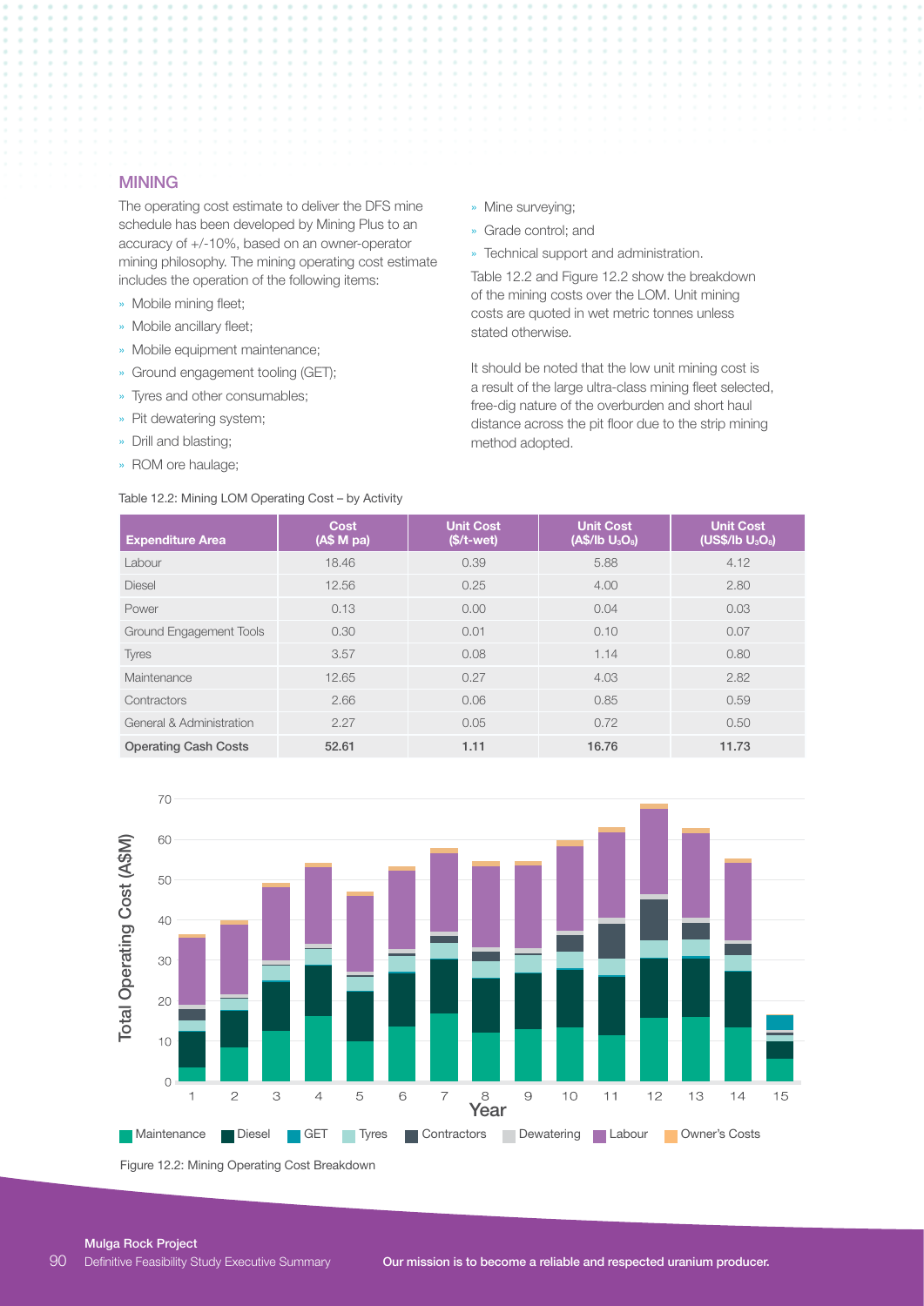## MINING

The operating cost estimate to deliver the DFS mine schedule has been developed by Mining Plus to an accuracy of +/-10%, based on an owner-operator mining philosophy. The mining operating cost estimate includes the operation of the following items:

- Mobile mining fleet;
- Mobile ancillary fleet;
- Mobile equipment maintenance;
- Ground engagement tooling (GET);
- Tyres and other consumables;
- Pit dewatering system;
- Drill and blasting;
- ROM ore haulage;
- Mine surveying;
- Grade control; and
- Technical support and administration.

Table 12.2 and Figure 12.2 show the breakdown of the mining costs over the LOM. Unit mining costs are quoted in wet metric tonnes unless stated otherwise.

It should be noted that the low unit mining cost is a result of the large ultra-class mining fleet selected, free-dig nature of the overburden and short haul distance across the pit floor due to the strip mining method adopted.

Table 12.2: Mining LOM Operating Cost – by Activity

| Expenditure Area | Cost (A$ M pa) | Unit Cost ($/t-wet) | Unit Cost (A$/lb $U_3O_8$) | Unit Cost (US$/lb $U_3O_8$) |
|---|---|---|---|---|
| Labour | 18.46 | 0.39 | 5.88 | 4.12 |
| Diesel | 12.56 | 0.25 | 4.00 | 2.80 |
| Power | 0.13 | 0.00 | 0.04 | 0.03 |
| Ground Engagement Tools | 0.30 | 0.01 | 0.10 | 0.07 |
| Tyres | 3.57 | 0.08 | 1.14 | 0.80 |
| Maintenance | 12.65 | 0.27 | 4.03 | 2.82 |
| Contractors | 2.66 | 0.06 | 0.85 | 0.59 |
| General & Administration | 2.27 | 0.05 | 0.72 | 0.50 |
| **Operating Cash Costs** | **52.61** | **1.11** | **16.76** | **11.73** |

Figure 12.2: Mining Operating Cost Breakdown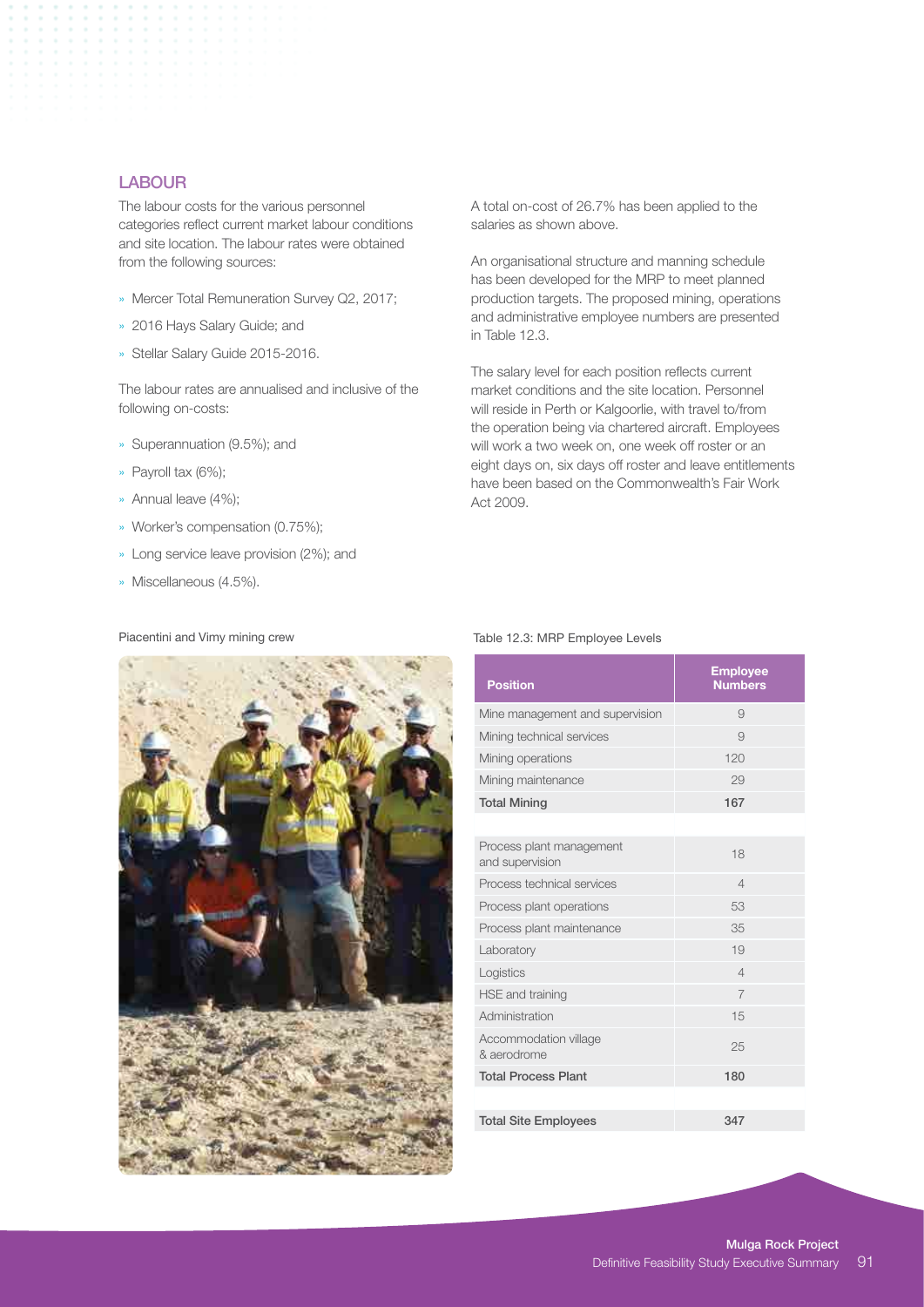## LABOUR

The labour costs for the various personnel categories reflect current market labour conditions and site location. The labour rates were obtained from the following sources:

- Mercer Total Remuneration Survey Q2, 2017;
- 2016 Hays Salary Guide; and
- Stellar Salary Guide 2015-2016.

The labour rates are annualised and inclusive of the following on-costs:

- Superannuation (9.5%); and
- Payroll tax (6%);
- Annual leave (4%);
- Worker's compensation (0.75%);
- Long service leave provision (2%); and
- Miscellaneous (4.5%).

A total on-cost of 26.7% has been applied to the salaries as shown above.

An organisational structure and manning schedule has been developed for the MRP to meet planned production targets. The proposed mining, operations and administrative employee numbers are presented in Table 12.3.

The salary level for each position reflects current market conditions and the site location. Personnel will reside in Perth or Kalgoorlie, with travel to/from the operation being via chartered aircraft. Employees will work a two week on, one week off roster or an eight days on, six days off roster and leave entitlements have been based on the Commonwealth's Fair Work Act 2009.

Piacentini and Vimy mining crew

Table 12.3: MRP Employee Levels

| Position | Employee Numbers |
|---|---|
| Mine management and supervision | 9 |
| Mining technical services | 9 |
| Mining operations | 120 |
| Mining maintenance | 29 |
| **Total Mining** | **167** |
| | |
| Process plant management and supervision | 18 |
| Process technical services | 4 |
| Process plant operations | 53 |
| Process plant maintenance | 35 |
| Laboratory | 19 |
| Logistics | 4 |
| HSE and training | 7 |
| Administration | 15 |
| Accommodation village & aerodrome | 25 |
| **Total Process Plant** | **180** |
| | |
| **Total Site Employees** | **347** |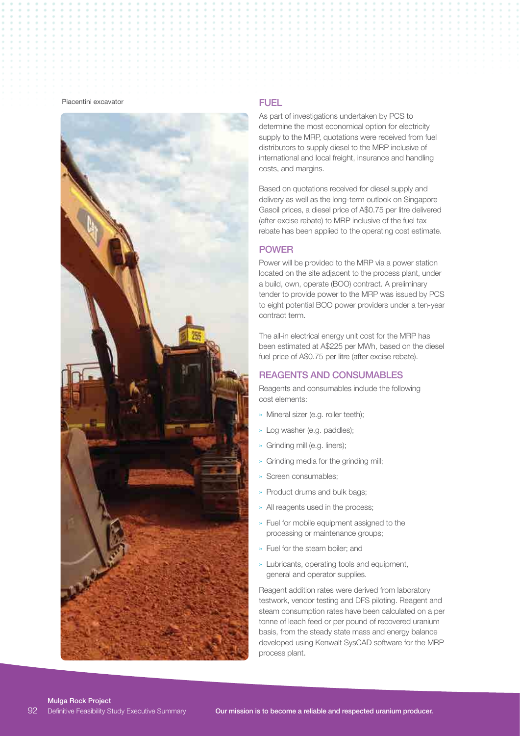Piacentini excavator

## FUEL

As part of investigations undertaken by PCS to determine the most economical option for electricity supply to the MRP, quotations were received from fuel distributors to supply diesel to the MRP inclusive of international and local freight, insurance and handling costs, and margins.

Based on quotations received for diesel supply and delivery as well as the long-term outlook on Singapore Gasoil prices, a diesel price of A$0.75 per litre delivered (after excise rebate) to MRP inclusive of the fuel tax rebate has been applied to the operating cost estimate.

## POWER

Power will be provided to the MRP via a power station located on the site adjacent to the process plant, under a build, own, operate (BOO) contract. A preliminary tender to provide power to the MRP was issued by PCS to eight potential BOO power providers under a ten-year contract term.

The all-in electrical energy unit cost for the MRP has been estimated at A$225 per MWh, based on the diesel fuel price of A$0.75 per litre (after excise rebate).

## REAGENTS AND CONSUMABLES

Reagents and consumables include the following cost elements:

- Mineral sizer (e.g. roller teeth);
- Log washer (e.g. paddles);
- Grinding mill (e.g. liners);
- Grinding media for the grinding mill;
- Screen consumables;
- Product drums and bulk bags;
- All reagents used in the process;
- Fuel for mobile equipment assigned to the processing or maintenance groups;
- Fuel for the steam boiler; and
- Lubricants, operating tools and equipment, general and operator supplies.

Reagent addition rates were derived from laboratory testwork, vendor testing and DFS piloting. Reagent and steam consumption rates have been calculated on a per tonne of leach feed or per pound of recovered uranium basis, from the steady state mass and energy balance developed using Kenwalt SysCAD software for the MRP process plant.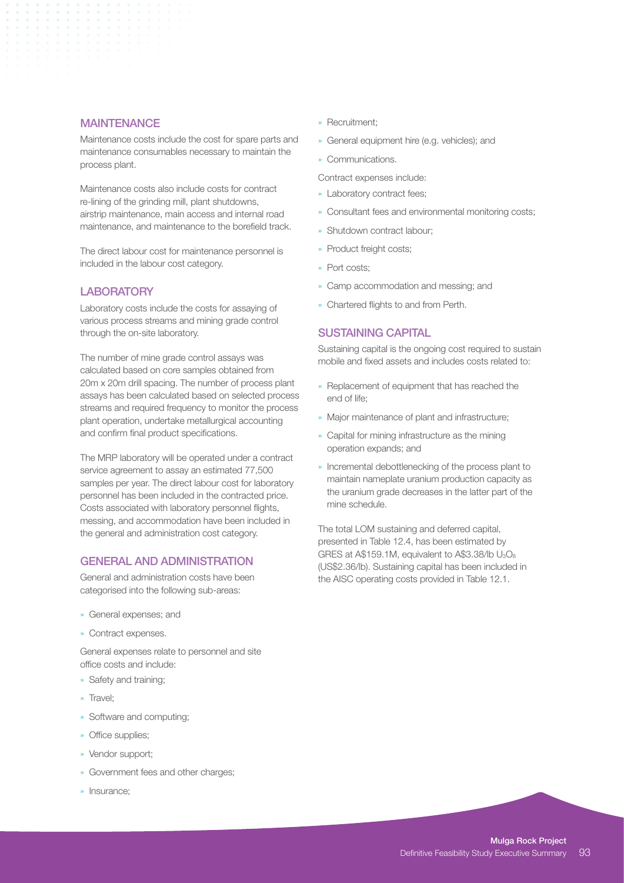## MAINTENANCE

Maintenance costs include the cost for spare parts and maintenance consumables necessary to maintain the process plant.

Maintenance costs also include costs for contract re-lining of the grinding mill, plant shutdowns, airstrip maintenance, main access and internal road maintenance, and maintenance to the borefield track.

The direct labour cost for maintenance personnel is included in the labour cost category.

## LABORATORY

Laboratory costs include the costs for assaying of various process streams and mining grade control through the on-site laboratory.

The number of mine grade control assays was calculated based on core samples obtained from 20m x 20m drill spacing. The number of process plant assays has been calculated based on selected process streams and required frequency to monitor the process plant operation, undertake metallurgical accounting and confirm final product specifications.

The MRP laboratory will be operated under a contract service agreement to assay an estimated 77,500 samples per year. The direct labour cost for laboratory personnel has been included in the contracted price. Costs associated with laboratory personnel flights, messing, and accommodation have been included in the general and administration cost category.

## GENERAL AND ADMINISTRATION

General and administration costs have been categorised into the following sub-areas:

- General expenses; and
- Contract expenses.

General expenses relate to personnel and site office costs and include:

- Safety and training;
- Travel;
- Software and computing;
- Office supplies;
- Vendor support;
- Government fees and other charges;
- Insurance;
- Recruitment;
- General equipment hire (e.g. vehicles); and
- Communications.

Contract expenses include:

- Laboratory contract fees;
- Consultant fees and environmental monitoring costs;
- Shutdown contract labour;
- Product freight costs;
- Port costs;
- Camp accommodation and messing; and
- Chartered flights to and from Perth.

## SUSTAINING CAPITAL

Sustaining capital is the ongoing cost required to sustain mobile and fixed assets and includes costs related to:

- Replacement of equipment that has reached the end of life;
- Major maintenance of plant and infrastructure;
- Capital for mining infrastructure as the mining operation expands; and
- Incremental debottlenecking of the process plant to maintain nameplate uranium production capacity as the uranium grade decreases in the latter part of the mine schedule.

The total LOM sustaining and deferred capital, presented in Table 12.4, has been estimated by GRES at A$159.1M, equivalent to A$3.38/lb $U_3O_8$ (US$2.36/lb). Sustaining capital has been included in the AISC operating costs provided in Table 12.1.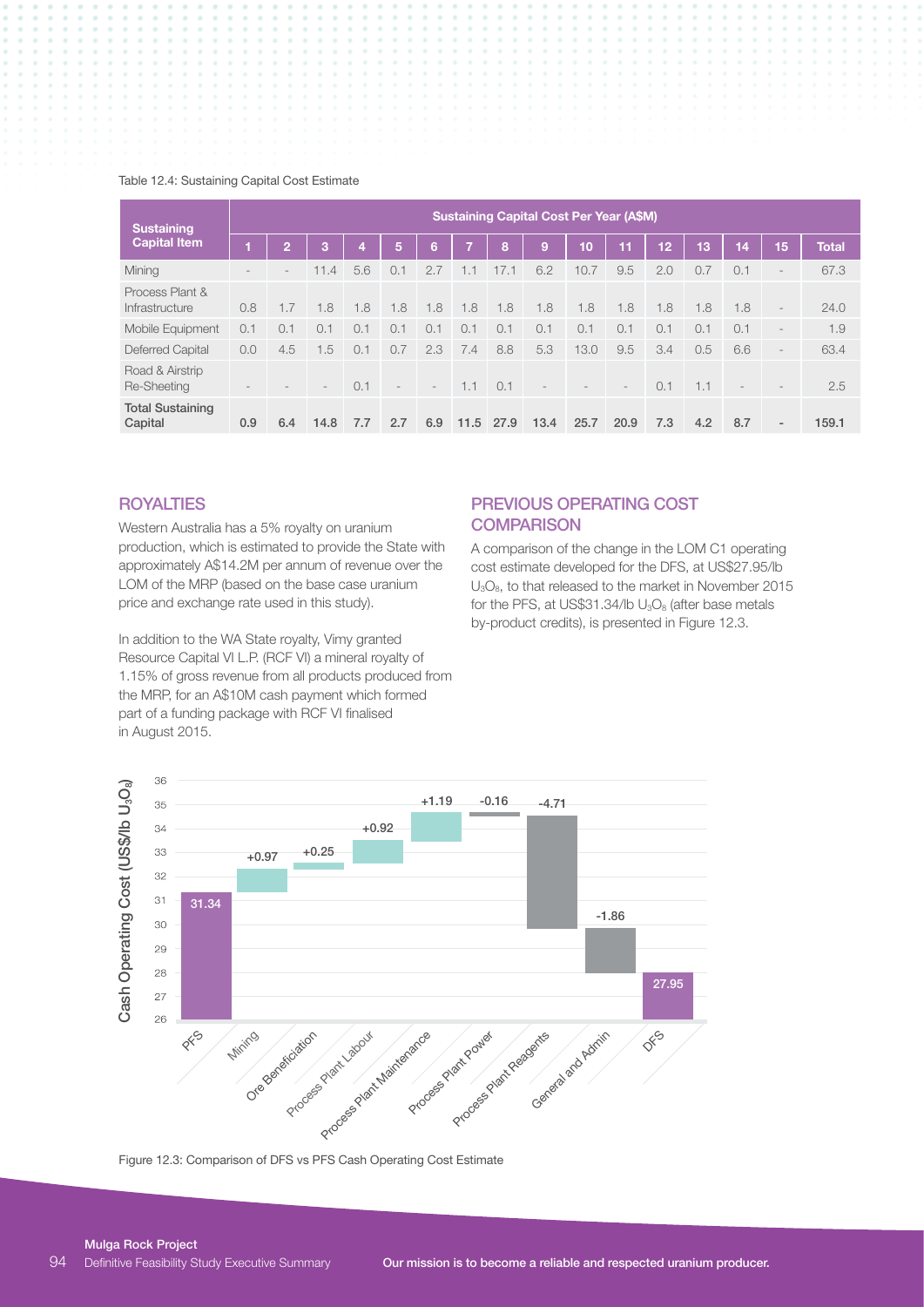Table 12.4: Sustaining Capital Cost Estimate

| Sustaining Capital Item | Sustaining Capital Cost Per Year (A$M) | | | | | | | | | | | | | | | |
|---|---|---|---|---|---|---|---|---|---|---|---|---|---|---|---|---|
| | 1 | 2 | 3 | 4 | 5 | 6 | 7 | 8 | 9 | 10 | 11 | 12 | 13 | 14 | 15 | Total |
| Mining | - | - | 11.4 | 5.6 | 0.1 | 2.7 | 1.1 | 17.1 | 6.2 | 10.7 | 9.5 | 2.0 | 0.7 | 0.1 | - | 67.3 |
| Process Plant & Infrastructure | 0.8 | 1.7 | 1.8 | 1.8 | 1.8 | 1.8 | 1.8 | 1.8 | 1.8 | 1.8 | 1.8 | 1.8 | 1.8 | 1.8 | - | 24.0 |
| Mobile Equipment | 0.1 | 0.1 | 0.1 | 0.1 | 0.1 | 0.1 | 0.1 | 0.1 | 0.1 | 0.1 | 0.1 | 0.1 | 0.1 | 0.1 | - | 1.9 |
| Deferred Capital | 0.0 | 4.5 | 1.5 | 0.1 | 0.7 | 2.3 | 7.4 | 8.8 | 5.3 | 13.0 | 9.5 | 3.4 | 0.5 | 6.6 | - | 63.4 |
| Road & Airstrip Re-Sheeting | - | - | - | 0.1 | - | - | 1.1 | 0.1 | - | - | - | 0.1 | 1.1 | - | - | 2.5 |
| **Total Sustaining Capital** | **0.9** | **6.4** | **14.8** | **7.7** | **2.7** | **6.9** | **11.5** | **27.9** | **13.4** | **25.7** | **20.9** | **7.3** | **4.2** | **8.7** | **-** | **159.1** |

## ROYALTIES

Western Australia has a 5% royalty on uranium production, which is estimated to provide the State with approximately A$14.2M per annum of revenue over the LOM of the MRP (based on the base case uranium price and exchange rate used in this study).

In addition to the WA State royalty, Vimy granted Resource Capital VI L.P. (RCF VI) a mineral royalty of 1.15% of gross revenue from all products produced from the MRP, for an A$10M cash payment which formed part of a funding package with RCF VI finalised in August 2015.

## PREVIOUS OPERATING COST COMPARISON

A comparison of the change in the LOM C1 operating cost estimate developed for the DFS, at US$27.95/lb $U_3O_8$, to that released to the market in November 2015 for the PFS, at US$31.34/lb $U_3O_8$ (after base metals by-product credits), is presented in Figure 12.3.

Figure 12.3: Comparison of DFS vs PFS Cash Operating Cost Estimate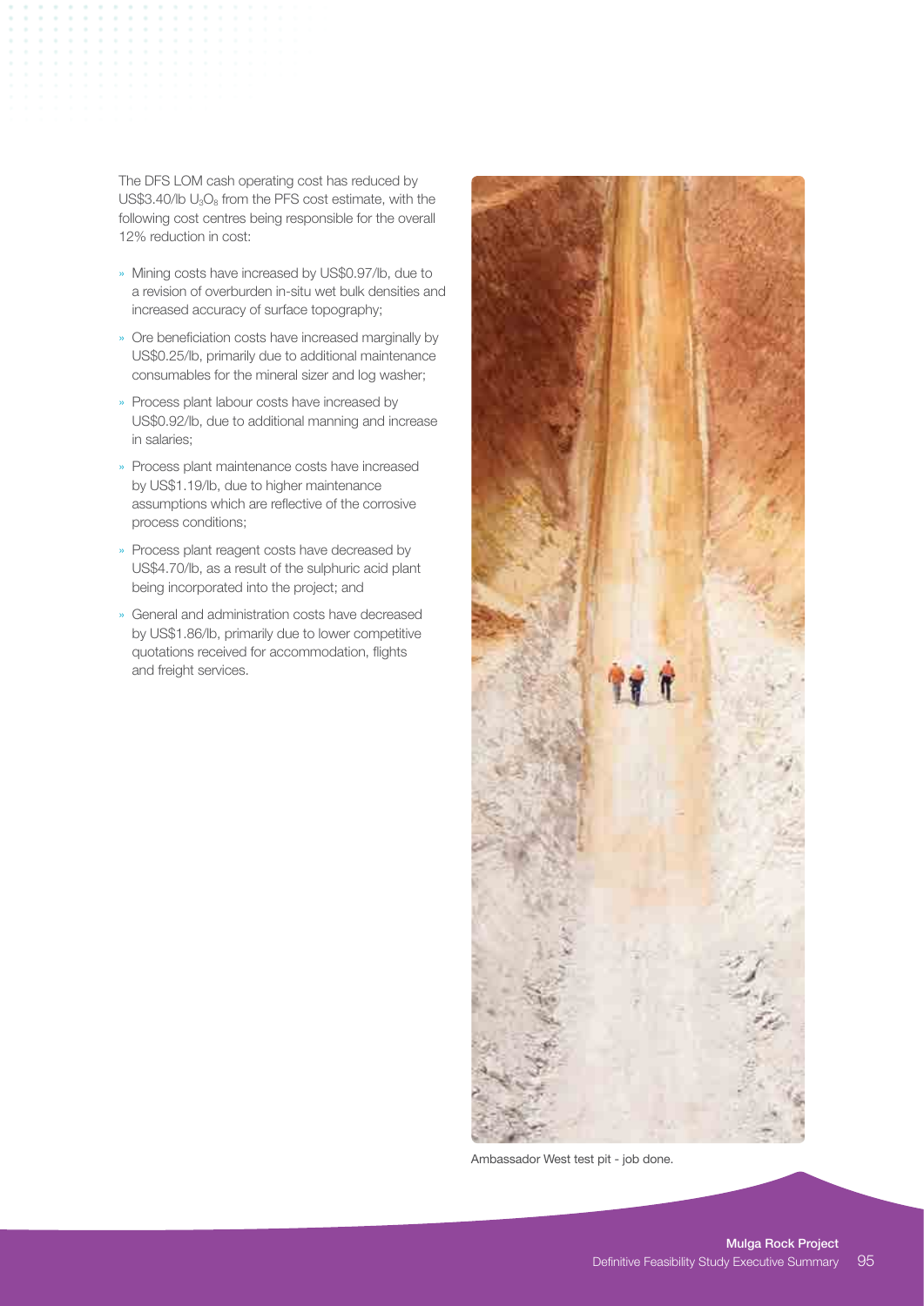The DFS LOM cash operating cost has reduced by US$3.40/lb $U_3O_8$ from the PFS cost estimate, with the following cost centres being responsible for the overall 12% reduction in cost:

- Mining costs have increased by US$0.97/lb, due to a revision of overburden in-situ wet bulk densities and increased accuracy of surface topography;
- Ore beneficiation costs have increased marginally by US$0.25/lb, primarily due to additional maintenance consumables for the mineral sizer and log washer;
- Process plant labour costs have increased by US$0.92/lb, due to additional manning and increase in salaries;
- Process plant maintenance costs have increased by US$1.19/lb, due to higher maintenance assumptions which are reflective of the corrosive process conditions;
- Process plant reagent costs have decreased by US$4.70/lb, as a result of the sulphuric acid plant being incorporated into the project; and
- General and administration costs have decreased by US$1.86/lb, primarily due to lower competitive quotations received for accommodation, flights and freight services.

Ambassador West test pit - job done.